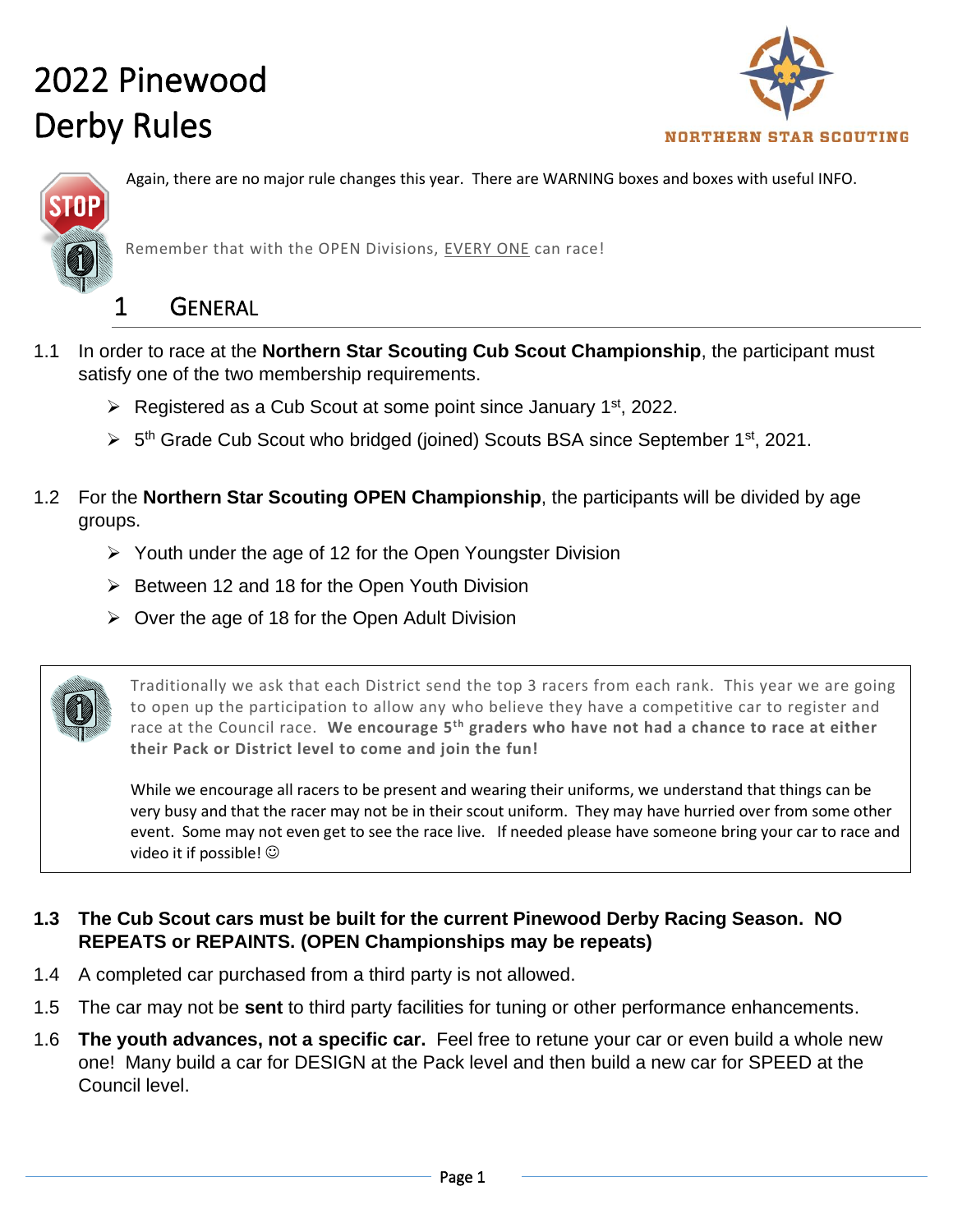# 2022 Pinewood Derby Rules

NORTHERN STAR SCOUTING

Again, there are no major rule changes this year. There are WARNING boxes and boxes with useful INFO.

Remember that with the OPEN Divisions, EVERY ONE can race!

## 1 GENERAL

1.1 In order to race at the **Northern Star Scouting Cub Scout Championship**, the participant must satisfy one of the two membership requirements.

- Registered as a Cub Scout at some point since January 1st, 2022.
- 5th Grade Cub Scout who bridged (joined) Scouts BSA since September 1st, 2021.

1.2 For the **Northern Star Scouting OPEN Championship**, the participants will be divided by age groups.

- Youth under the age of 12 for the Open Youngster Division
- Between 12 and 18 for the Open Youth Division
- Over the age of 18 for the Open Adult Division

> Traditionally we ask that each District send the top 3 racers from each rank. This year we are going to open up the participation to allow any who believe they have a competitive car to register and race at the Council race. **We encourage 5th graders who have not had a chance to race at either their Pack or District level to come and join the fun!**
>
> While we encourage all racers to be present and wearing their uniforms, we understand that things can be very busy and that the racer may not be in their scout uniform. They may have hurried over from some other event. Some may not even get to see the race live. If needed please have someone bring your car to race and video it if possible! ☺

**1.3 The Cub Scout cars must be built for the current Pinewood Derby Racing Season. NO REPEATS or REPAINTS. (OPEN Championships may be repeats)**

1.4 A completed car purchased from a third party is not allowed.

1.5 The car may not be **sent** to third party facilities for tuning or other performance enhancements.

1.6 **The youth advances, not a specific car.** Feel free to retune your car or even build a whole new one! Many build a car for DESIGN at the Pack level and then build a new car for SPEED at the Council level.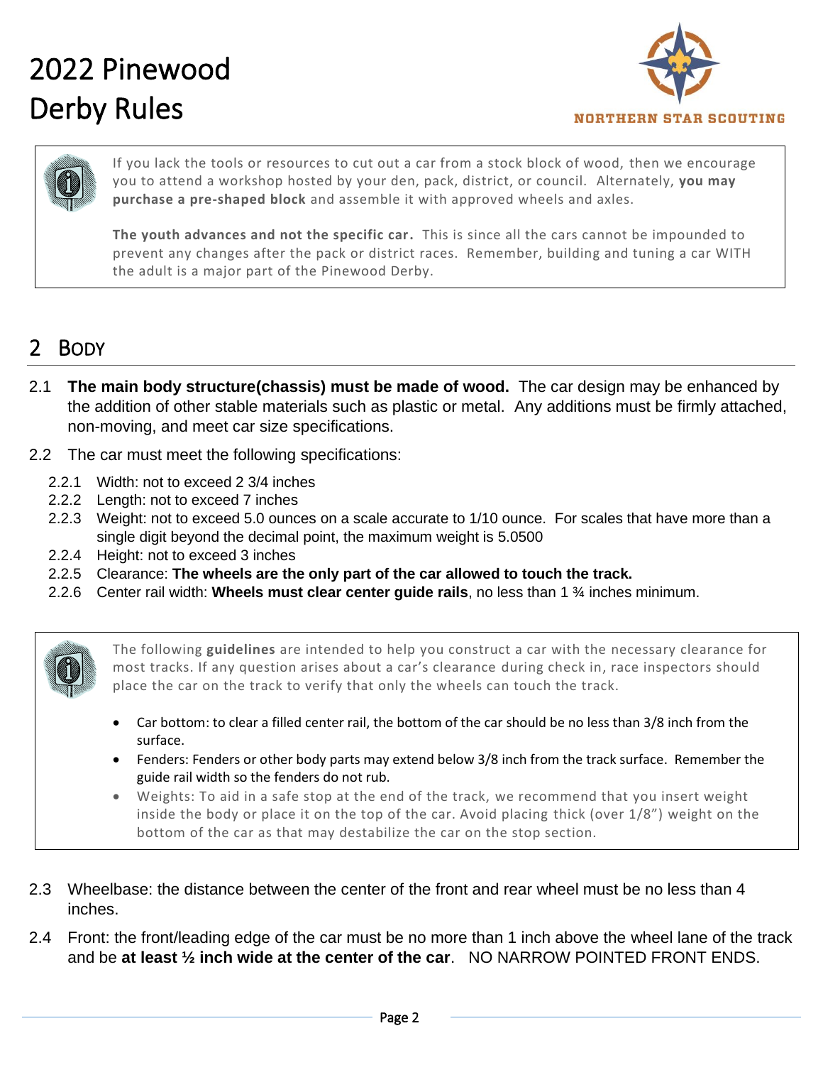# 2022 Pinewood Derby Rules

NORTHERN STAR SCOUTING

If you lack the tools or resources to cut out a car from a stock block of wood, then we encourage you to attend a workshop hosted by your den, pack, district, or council. Alternately, **you may purchase a pre-shaped block** and assemble it with approved wheels and axles.

**The youth advances and not the specific car.** This is since all the cars cannot be impounded to prevent any changes after the pack or district races. Remember, building and tuning a car WITH the adult is a major part of the Pinewood Derby.

## 2 Body

2.1 **The main body structure(chassis) must be made of wood.** The car design may be enhanced by the addition of other stable materials such as plastic or metal. Any additions must be firmly attached, non-moving, and meet car size specifications.

2.2 The car must meet the following specifications:

- 2.2.1 Width: not to exceed 2 3/4 inches
- 2.2.2 Length: not to exceed 7 inches
- 2.2.3 Weight: not to exceed 5.0 ounces on a scale accurate to 1/10 ounce. For scales that have more than a single digit beyond the decimal point, the maximum weight is 5.0500
- 2.2.4 Height: not to exceed 3 inches
- 2.2.5 Clearance: **The wheels are the only part of the car allowed to touch the track.**
- 2.2.6 Center rail width: **Wheels must clear center guide rails**, no less than 1 ¾ inches minimum.

The following **guidelines** are intended to help you construct a car with the necessary clearance for most tracks. If any question arises about a car's clearance during check in, race inspectors should place the car on the track to verify that only the wheels can touch the track.

- Car bottom: to clear a filled center rail, the bottom of the car should be no less than 3/8 inch from the surface.
- Fenders: Fenders or other body parts may extend below 3/8 inch from the track surface. Remember the guide rail width so the fenders do not rub.
- Weights: To aid in a safe stop at the end of the track, we recommend that you insert weight inside the body or place it on the top of the car. Avoid placing thick (over 1/8") weight on the bottom of the car as that may destabilize the car on the stop section.

2.3 Wheelbase: the distance between the center of the front and rear wheel must be no less than 4 inches.

2.4 Front: the front/leading edge of the car must be no more than 1 inch above the wheel lane of the track and be **at least ½ inch wide at the center of the car**. NO NARROW POINTED FRONT ENDS.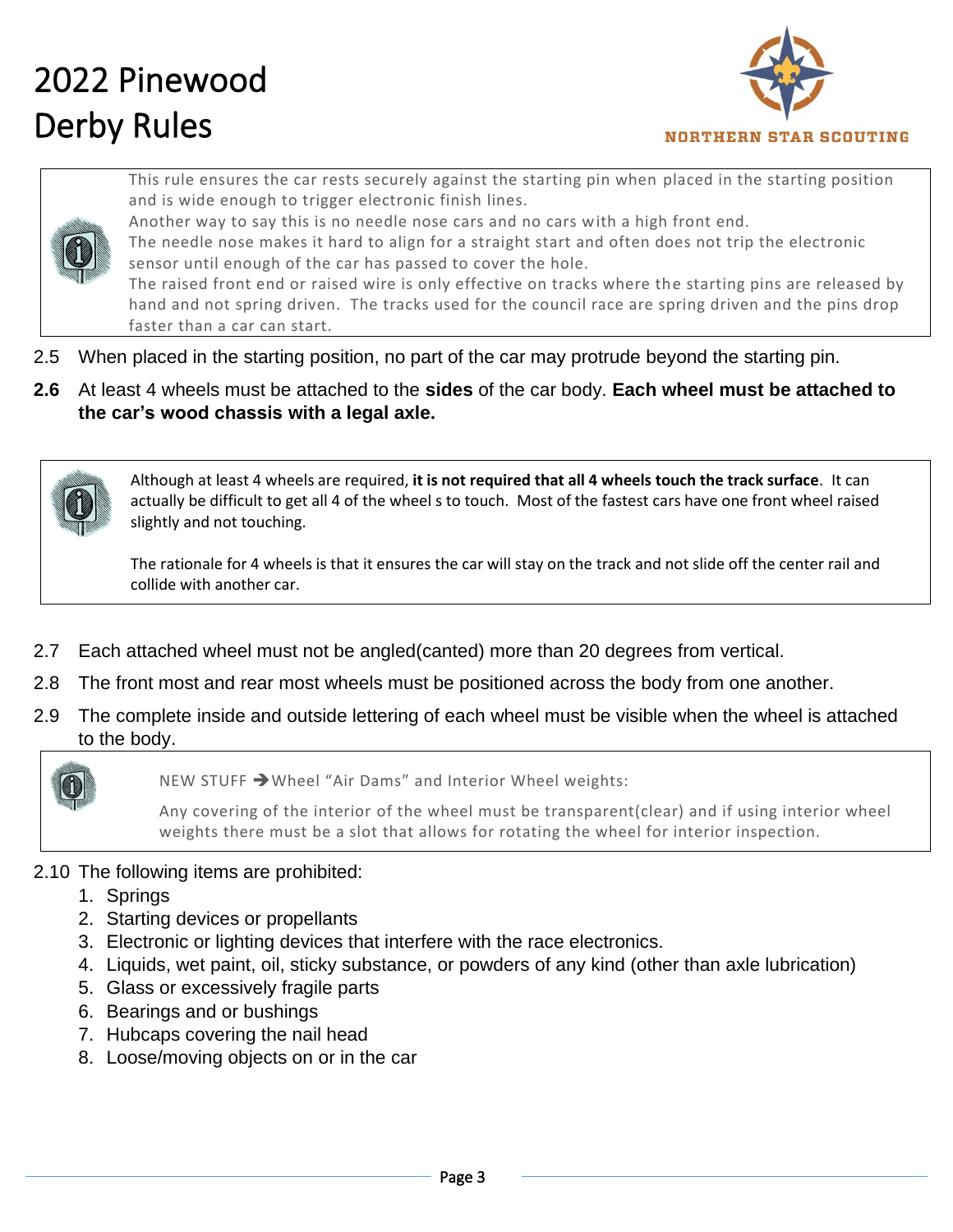# 2022 Pinewood Derby Rules

NORTHERN STAR SCOUTING

> This rule ensures the car rests securely against the starting pin when placed in the starting position and is wide enough to trigger electronic finish lines.
> Another way to say this is no needle nose cars and no cars with a high front end.
> The needle nose makes it hard to align for a straight start and often does not trip the electronic sensor until enough of the car has passed to cover the hole.
> The raised front end or raised wire is only effective on tracks where the starting pins are released by hand and not spring driven. The tracks used for the council race are spring driven and the pins drop faster than a car can start.

2.5 When placed in the starting position, no part of the car may protrude beyond the starting pin.

**2.6** At least 4 wheels must be attached to the **sides** of the car body. **Each wheel must be attached to the car's wood chassis with a legal axle.**

> Although at least 4 wheels are required, **it is not required that all 4 wheels touch the track surface**. It can actually be difficult to get all 4 of the wheel s to touch. Most of the fastest cars have one front wheel raised slightly and not touching.
>
> The rationale for 4 wheels is that it ensures the car will stay on the track and not slide off the center rail and collide with another car.

2.7 Each attached wheel must not be angled(canted) more than 20 degrees from vertical.

2.8 The front most and rear most wheels must be positioned across the body from one another.

2.9 The complete inside and outside lettering of each wheel must be visible when the wheel is attached to the body.

> NEW STUFF ➔Wheel "Air Dams" and Interior Wheel weights:
>
> Any covering of the interior of the wheel must be transparent(clear) and if using interior wheel weights there must be a slot that allows for rotating the wheel for interior inspection.

2.10 The following items are prohibited:

1. Springs
2. Starting devices or propellants
3. Electronic or lighting devices that interfere with the race electronics.
4. Liquids, wet paint, oil, sticky substance, or powders of any kind (other than axle lubrication)
5. Glass or excessively fragile parts
6. Bearings and or bushings
7. Hubcaps covering the nail head
8. Loose/moving objects on or in the car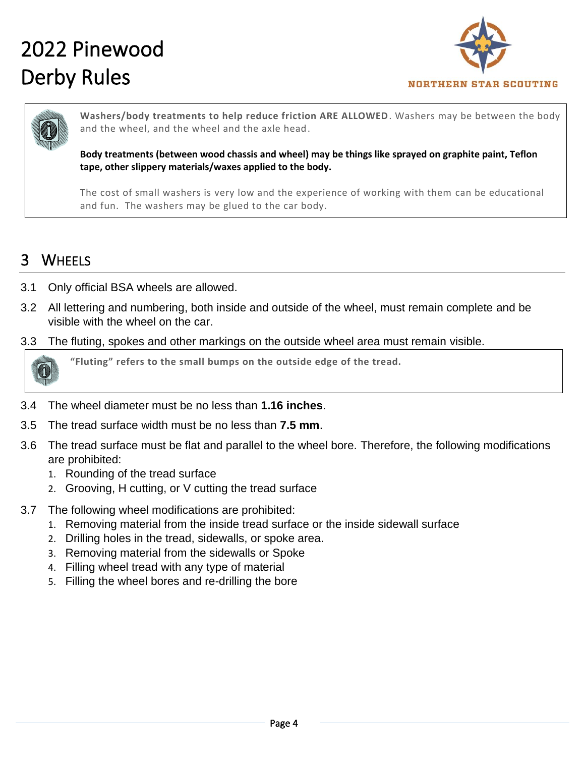**Washers/body treatments to help reduce friction ARE ALLOWED**. Washers may be between the body and the wheel, and the wheel and the axle head.

**Body treatments (between wood chassis and wheel) may be things like sprayed on graphite paint, Teflon tape, other slippery materials/waxes applied to the body.**

The cost of small washers is very low and the experience of working with them can be educational and fun. The washers may be glued to the car body.

# 3 WHEELS

3.1 Only official BSA wheels are allowed.

3.2 All lettering and numbering, both inside and outside of the wheel, must remain complete and be visible with the wheel on the car.

3.3 The fluting, spokes and other markings on the outside wheel area must remain visible.

**"Fluting" refers to the small bumps on the outside edge of the tread.**

3.4 The wheel diameter must be no less than **1.16 inches**.

3.5 The tread surface width must be no less than **7.5 mm**.

3.6 The tread surface must be flat and parallel to the wheel bore. Therefore, the following modifications are prohibited:

1. Rounding of the tread surface
2. Grooving, H cutting, or V cutting the tread surface

3.7 The following wheel modifications are prohibited:

1. Removing material from the inside tread surface or the inside sidewall surface
2. Drilling holes in the tread, sidewalls, or spoke area.
3. Removing material from the sidewalls or Spoke
4. Filling wheel tread with any type of material
5. Filling the wheel bores and re-drilling the bore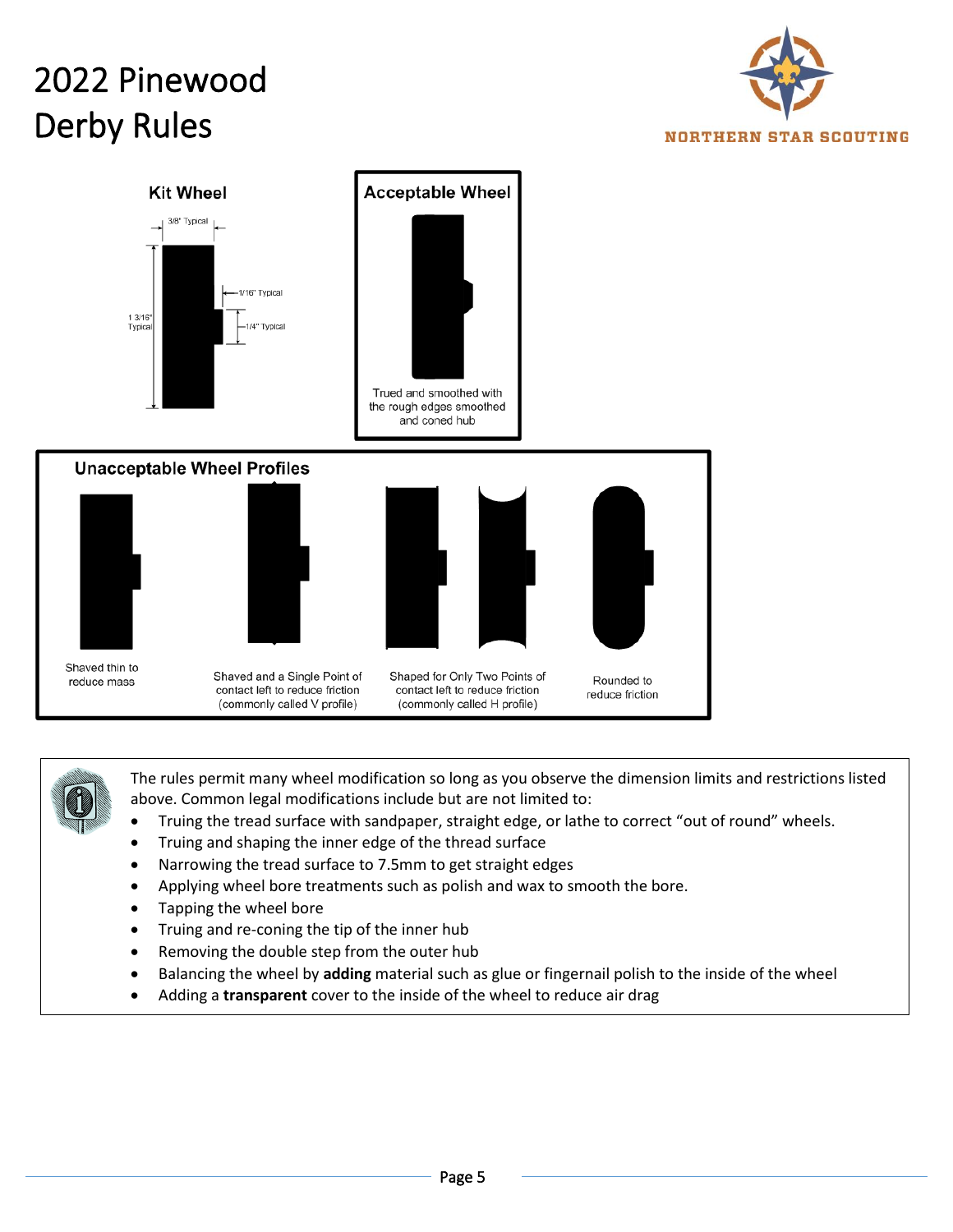# 2022 Pinewood Derby Rules

**Kit Wheel**

3/8" Typical

1/16" Typical

1 3/16" Typical

1/4" Typical

**Acceptable Wheel**

Trued and smoothed with the rough edges smoothed and coned hub

**Unacceptable Wheel Profiles**

Shaved thin to reduce mass

Shaved and a Single Point of contact left to reduce friction (commonly called V profile)

Shaped for Only Two Points of contact left to reduce friction (commonly called H profile)

Rounded to reduce friction

The rules permit many wheel modification so long as you observe the dimension limits and restrictions listed above. Common legal modifications include but are not limited to:

- Truing the tread surface with sandpaper, straight edge, or lathe to correct "out of round" wheels.
- Truing and shaping the inner edge of the thread surface
- Narrowing the tread surface to 7.5mm to get straight edges
- Applying wheel bore treatments such as polish and wax to smooth the bore.
- Tapping the wheel bore
- Truing and re-coning the tip of the inner hub
- Removing the double step from the outer hub
- Balancing the wheel by **adding** material such as glue or fingernail polish to the inside of the wheel
- Adding a **transparent** cover to the inside of the wheel to reduce air drag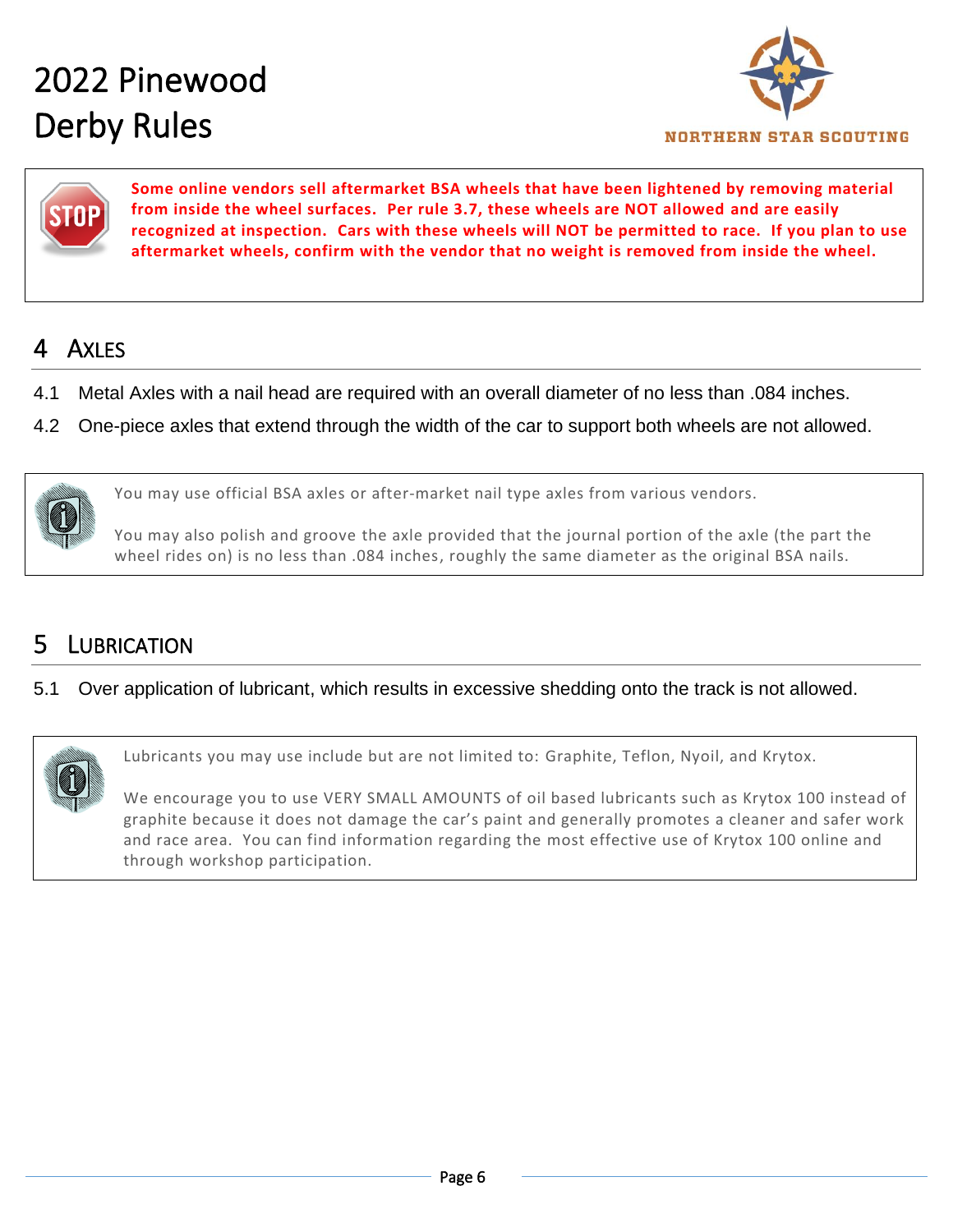**Some online vendors sell aftermarket BSA wheels that have been lightened by removing material from inside the wheel surfaces. Per rule 3.7, these wheels are NOT allowed and are easily recognized at inspection. Cars with these wheels will NOT be permitted to race. If you plan to use aftermarket wheels, confirm with the vendor that no weight is removed from inside the wheel.**

# 4 Axles

4.1 Metal Axles with a nail head are required with an overall diameter of no less than .084 inches.

4.2 One-piece axles that extend through the width of the car to support both wheels are not allowed.

> You may use official BSA axles or after-market nail type axles from various vendors.
>
> You may also polish and groove the axle provided that the journal portion of the axle (the part the wheel rides on) is no less than .084 inches, roughly the same diameter as the original BSA nails.

# 5 Lubrication

5.1 Over application of lubricant, which results in excessive shedding onto the track is not allowed.

> Lubricants you may use include but are not limited to: Graphite, Teflon, Nyoil, and Krytox.
>
> We encourage you to use VERY SMALL AMOUNTS of oil based lubricants such as Krytox 100 instead of graphite because it does not damage the car's paint and generally promotes a cleaner and safer work and race area. You can find information regarding the most effective use of Krytox 100 online and through workshop participation.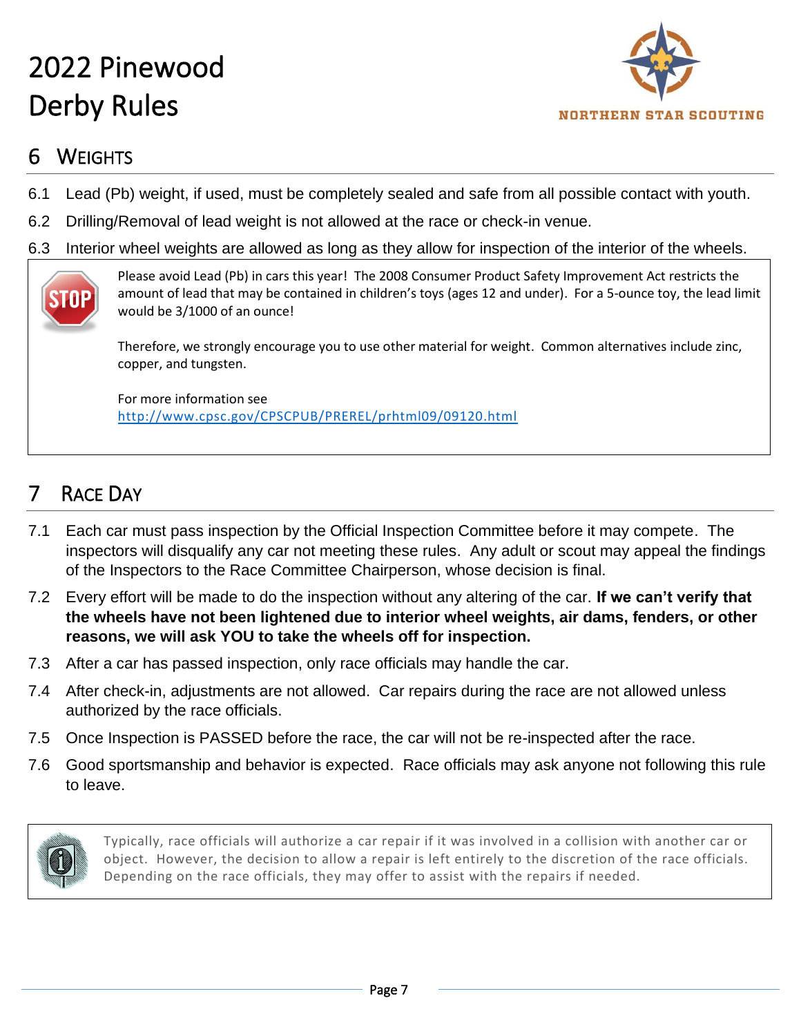# 2022 Pinewood Derby Rules

NORTHERN STAR SCOUTING

## 6 Weights

6.1 Lead (Pb) weight, if used, must be completely sealed and safe from all possible contact with youth.

6.2 Drilling/Removal of lead weight is not allowed at the race or check-in venue.

6.3 Interior wheel weights are allowed as long as they allow for inspection of the interior of the wheels.

> Please avoid Lead (Pb) in cars this year! The 2008 Consumer Product Safety Improvement Act restricts the amount of lead that may be contained in children's toys (ages 12 and under). For a 5-ounce toy, the lead limit would be 3/1000 of an ounce!
>
> Therefore, we strongly encourage you to use other material for weight. Common alternatives include zinc, copper, and tungsten.
>
> For more information see
> http://www.cpsc.gov/CPSCPUB/PREREL/prhtml09/09120.html

## 7 Race Day

7.1 Each car must pass inspection by the Official Inspection Committee before it may compete. The inspectors will disqualify any car not meeting these rules. Any adult or scout may appeal the findings of the Inspectors to the Race Committee Chairperson, whose decision is final.

7.2 Every effort will be made to do the inspection without any altering of the car. **If we can't verify that the wheels have not been lightened due to interior wheel weights, air dams, fenders, or other reasons, we will ask YOU to take the wheels off for inspection.**

7.3 After a car has passed inspection, only race officials may handle the car.

7.4 After check-in, adjustments are not allowed. Car repairs during the race are not allowed unless authorized by the race officials.

7.5 Once Inspection is PASSED before the race, the car will not be re-inspected after the race.

7.6 Good sportsmanship and behavior is expected. Race officials may ask anyone not following this rule to leave.

> Typically, race officials will authorize a car repair if it was involved in a collision with another car or object. However, the decision to allow a repair is left entirely to the discretion of the race officials. Depending on the race officials, they may offer to assist with the repairs if needed.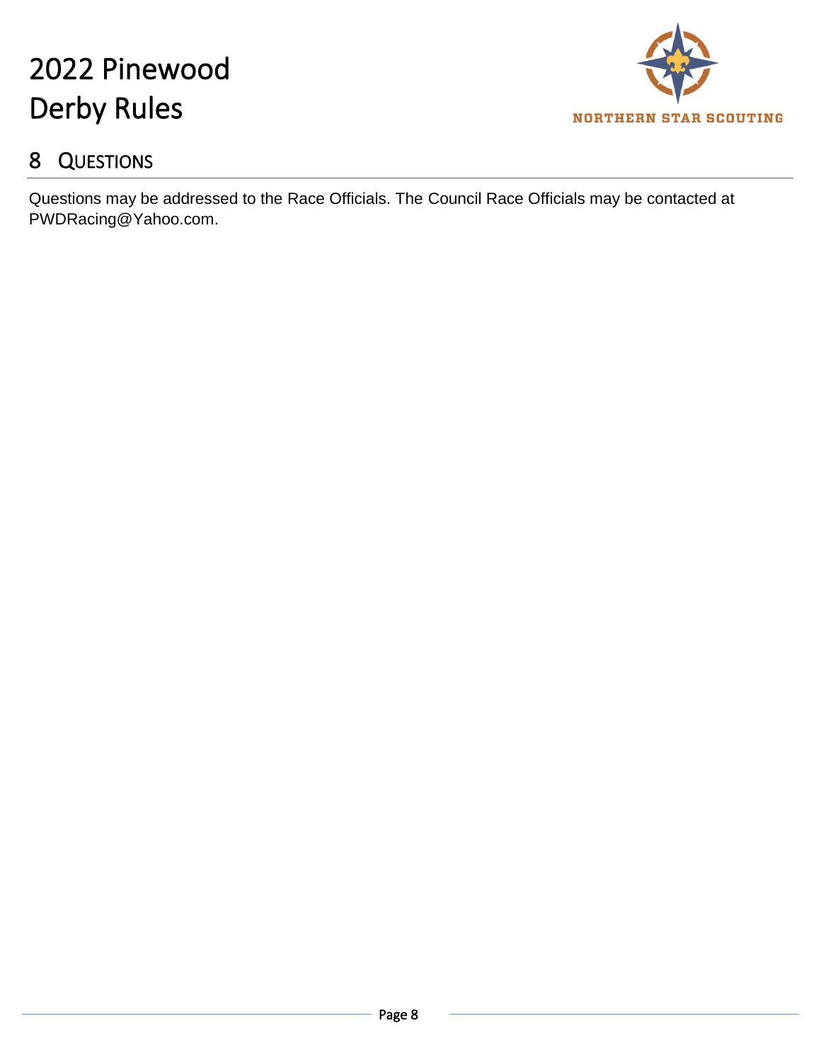## 8 QUESTIONS

Questions may be addressed to the Race Officials. The Council Race Officials may be contacted at PWDRacing@Yahoo.com.